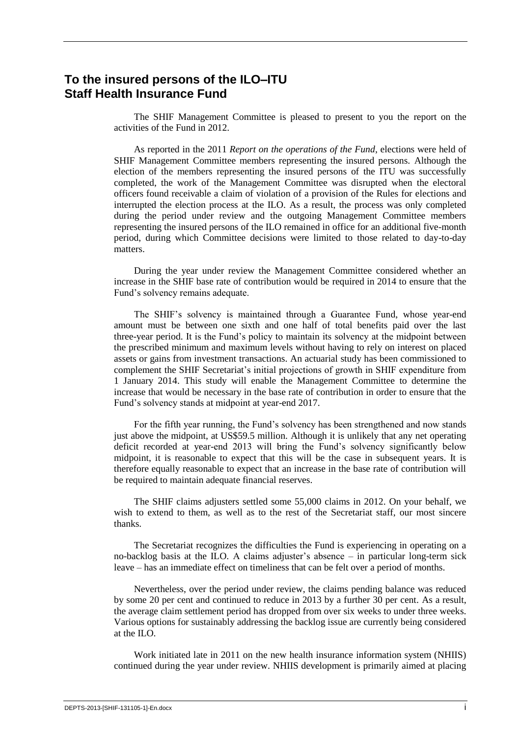## To the insured persons of the ILO–ITU Staff Health Insurance Fund

The SHIF Management Committee is pleased to present to you the report on the activities of the Fund in 2012.

As reported in the 2011 *Report on the operations of the Fund*, elections were held of SHIF Management Committee members representing the insured persons. Although the election of the members representing the insured persons of the ITU was successfully completed, the work of the Management Committee was disrupted when the electoral officers found receivable a claim of violation of a provision of the Rules for elections and interrupted the election process at the ILO. As a result, the process was only completed during the period under review and the outgoing Management Committee members representing the insured persons of the ILO remained in office for an additional five-month period, during which Committee decisions were limited to those related to day-to-day matters.

During the year under review the Management Committee considered whether an increase in the SHIF base rate of contribution would be required in 2014 to ensure that the Fund's solvency remains adequate.

The SHIF's solvency is maintained through a Guarantee Fund, whose year-end amount must be between one sixth and one half of total benefits paid over the last three-year period. It is the Fund's policy to maintain its solvency at the midpoint between the prescribed minimum and maximum levels without having to rely on interest on placed assets or gains from investment transactions. An actuarial study has been commissioned to complement the SHIF Secretariat's initial projections of growth in SHIF expenditure from 1 January 2014. This study will enable the Management Committee to determine the increase that would be necessary in the base rate of contribution in order to ensure that the Fund's solvency stands at midpoint at year-end 2017.

For the fifth year running, the Fund's solvency has been strengthened and now stands just above the midpoint, at US$59.5 million. Although it is unlikely that any net operating deficit recorded at year-end 2013 will bring the Fund's solvency significantly below midpoint, it is reasonable to expect that this will be the case in subsequent years. It is therefore equally reasonable to expect that an increase in the base rate of contribution will be required to maintain adequate financial reserves.

The SHIF claims adjusters settled some 55,000 claims in 2012. On your behalf, we wish to extend to them, as well as to the rest of the Secretariat staff, our most sincere thanks.

The Secretariat recognizes the difficulties the Fund is experiencing in operating on a no-backlog basis at the ILO. A claims adjuster's absence – in particular long-term sick leave – has an immediate effect on timeliness that can be felt over a period of months.

Nevertheless, over the period under review, the claims pending balance was reduced by some 20 per cent and continued to reduce in 2013 by a further 30 per cent. As a result, the average claim settlement period has dropped from over six weeks to under three weeks. Various options for sustainably addressing the backlog issue are currently being considered at the ILO.

Work initiated late in 2011 on the new health insurance information system (NHIIS) continued during the year under review. NHIIS development is primarily aimed at placing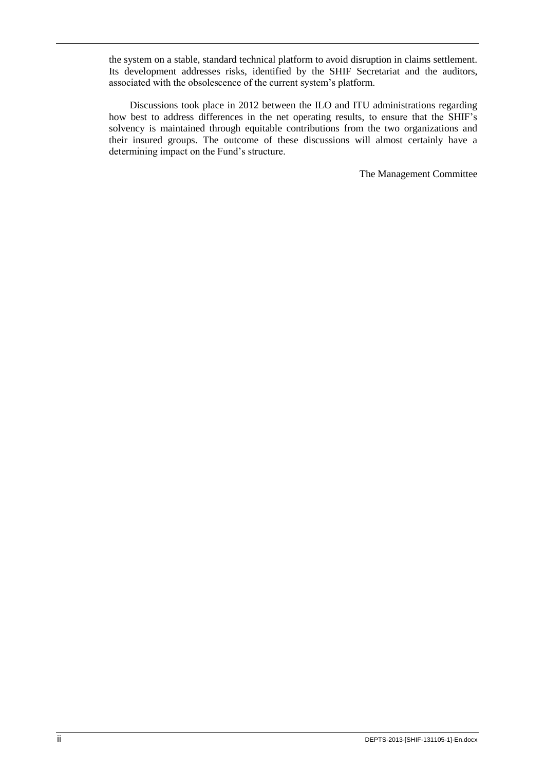the system on a stable, standard technical platform to avoid disruption in claims settlement. Its development addresses risks, identified by the SHIF Secretariat and the auditors, associated with the obsolescence of the current system's platform.

Discussions took place in 2012 between the ILO and ITU administrations regarding how best to address differences in the net operating results, to ensure that the SHIF's solvency is maintained through equitable contributions from the two organizations and their insured groups. The outcome of these discussions will almost certainly have a determining impact on the Fund's structure.

The Management Committee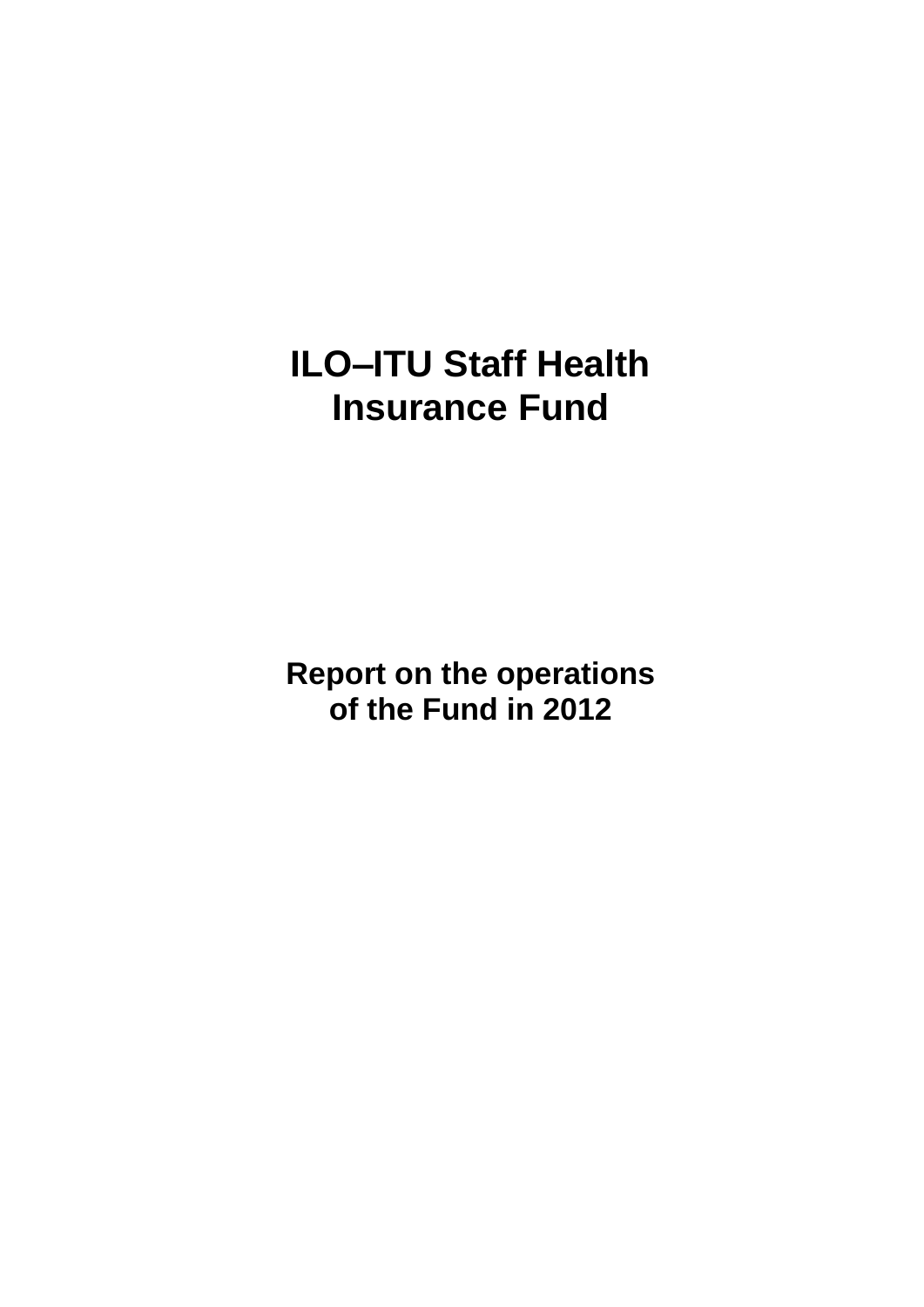# ILO–ITU Staff Health Insurance Fund

## Report on the operations of the Fund in 2012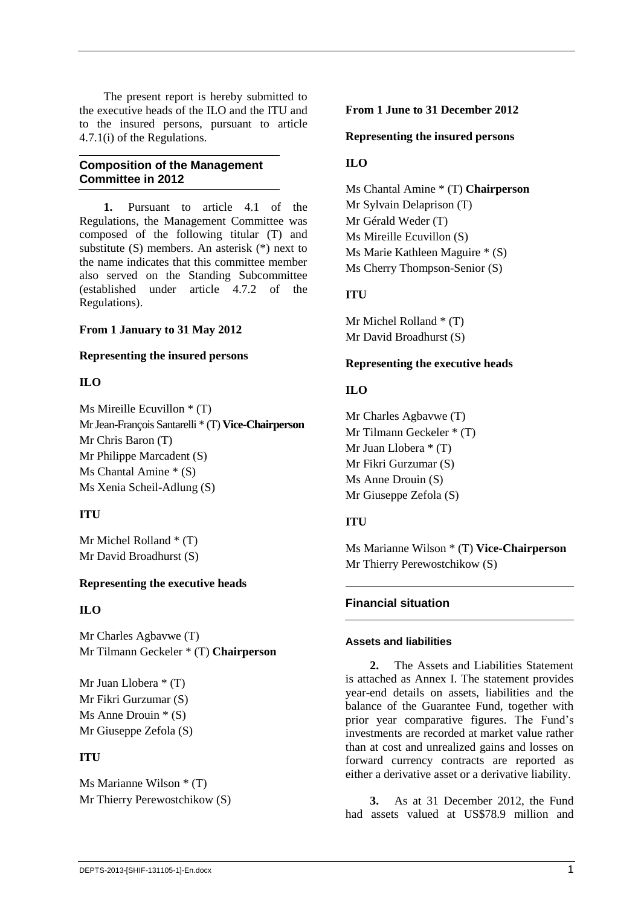The present report is hereby submitted to the executive heads of the ILO and the ITU and to the insured persons, pursuant to article 4.7.1(i) of the Regulations.

## Composition of the Management Committee in 2012

**1.** Pursuant to article 4.1 of the Regulations, the Management Committee was composed of the following titular (T) and substitute (S) members. An asterisk (*) next to the name indicates that this committee member also served on the Standing Subcommittee (established under article 4.7.2 of the Regulations).

**From 1 January to 31 May 2012**

**Representing the insured persons**

**ILO**

Ms Mireille Ecuvillon * (T)
Mr Jean-François Santarelli * (T) **Vice-Chairperson**
Mr Chris Baron (T)
Mr Philippe Marcadent (S)
Ms Chantal Amine * (S)
Ms Xenia Scheil-Adlung (S)

**ITU**

Mr Michel Rolland * (T)
Mr David Broadhurst (S)

**Representing the executive heads**

**ILO**

Mr Charles Agbavwe (T)
Mr Tilmann Geckeler * (T) **Chairperson**

Mr Juan Llobera * (T)
Mr Fikri Gurzumar (S)
Ms Anne Drouin * (S)
Mr Giuseppe Zefola (S)

**ITU**

Ms Marianne Wilson * (T)
Mr Thierry Perewostchikow (S)

**From 1 June to 31 December 2012**

**Representing the insured persons**

**ILO**

Ms Chantal Amine * (T) **Chairperson**
Mr Sylvain Delaprison (T)
Mr Gérald Weder (T)
Ms Mireille Ecuvillon (S)
Ms Marie Kathleen Maguire * (S)
Ms Cherry Thompson-Senior (S)

**ITU**

Mr Michel Rolland * (T)
Mr David Broadhurst (S)

**Representing the executive heads**

**ILO**

Mr Charles Agbavwe (T)
Mr Tilmann Geckeler * (T)
Mr Juan Llobera * (T)
Mr Fikri Gurzumar (S)
Ms Anne Drouin (S)
Mr Giuseppe Zefola (S)

**ITU**

Ms Marianne Wilson * (T) **Vice-Chairperson**
Mr Thierry Perewostchikow (S)

## Financial situation

### Assets and liabilities

**2.** The Assets and Liabilities Statement is attached as Annex I. The statement provides year-end details on assets, liabilities and the balance of the Guarantee Fund, together with prior year comparative figures. The Fund's investments are recorded at market value rather than at cost and unrealized gains and losses on forward currency contracts are reported as either a derivative asset or a derivative liability.

**3.** As at 31 December 2012, the Fund had assets valued at US$78.9 million and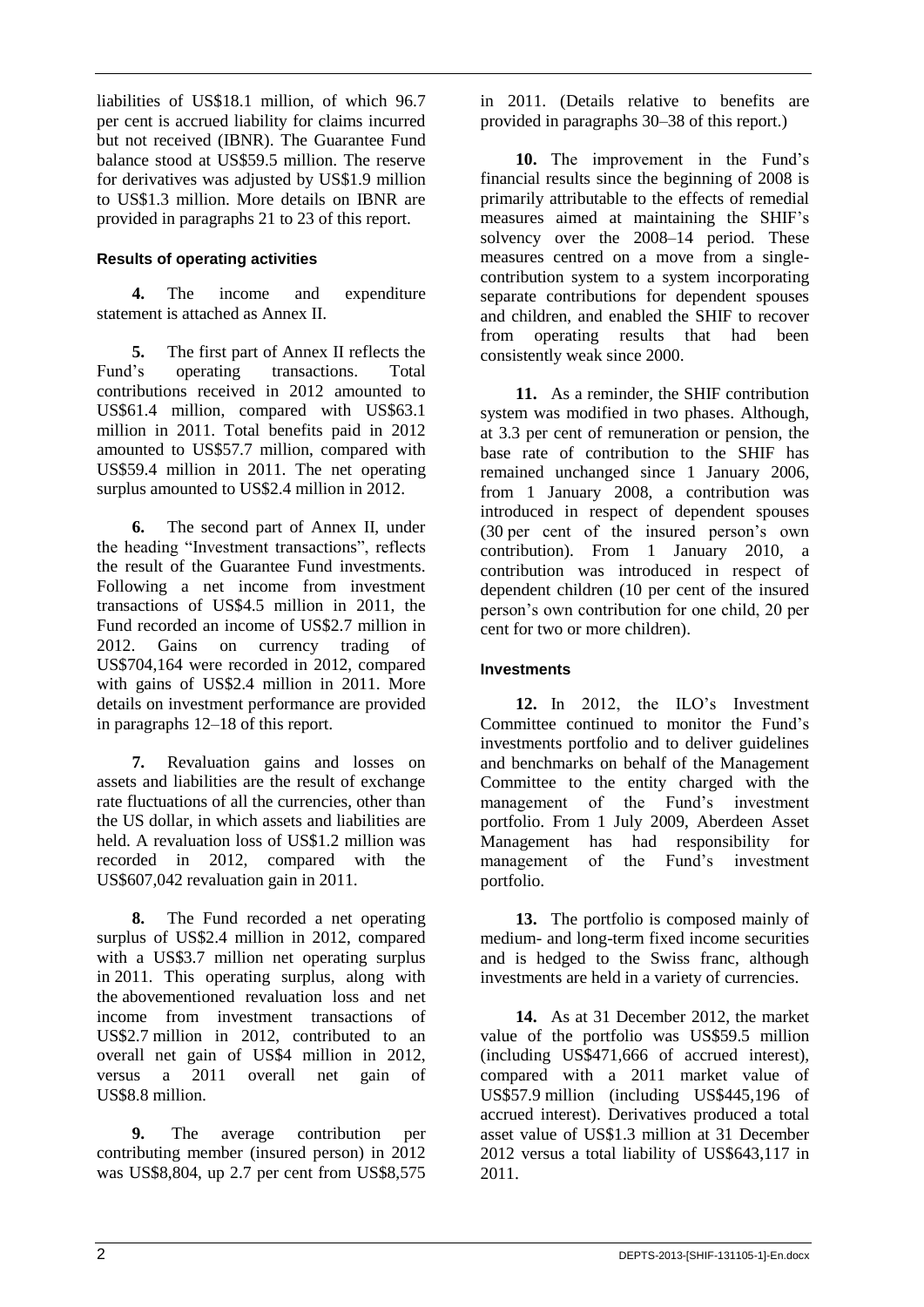liabilities of US$18.1 million, of which 96.7 per cent is accrued liability for claims incurred but not received (IBNR). The Guarantee Fund balance stood at US$59.5 million. The reserve for derivatives was adjusted by US$1.9 million to US$1.3 million. More details on IBNR are provided in paragraphs 21 to 23 of this report.

### Results of operating activities

**4.** The income and expenditure statement is attached as Annex II.

**5.** The first part of Annex II reflects the Fund's operating transactions. Total contributions received in 2012 amounted to US$61.4 million, compared with US$63.1 million in 2011. Total benefits paid in 2012 amounted to US$57.7 million, compared with US$59.4 million in 2011. The net operating surplus amounted to US$2.4 million in 2012.

**6.** The second part of Annex II, under the heading "Investment transactions", reflects the result of the Guarantee Fund investments. Following a net income from investment transactions of US$4.5 million in 2011, the Fund recorded an income of US$2.7 million in 2012. Gains on currency trading of US$704,164 were recorded in 2012, compared with gains of US$2.4 million in 2011. More details on investment performance are provided in paragraphs 12–18 of this report.

**7.** Revaluation gains and losses on assets and liabilities are the result of exchange rate fluctuations of all the currencies, other than the US dollar, in which assets and liabilities are held. A revaluation loss of US$1.2 million was recorded in 2012, compared with the US$607,042 revaluation gain in 2011.

**8.** The Fund recorded a net operating surplus of US$2.4 million in 2012, compared with a US$3.7 million net operating surplus in 2011. This operating surplus, along with the abovementioned revaluation loss and net income from investment transactions of US$2.7 million in 2012, contributed to an overall net gain of US$4 million in 2012, versus a 2011 overall net gain of US$8.8 million.

**9.** The average contribution per contributing member (insured person) in 2012 was US$8,804, up 2.7 per cent from US$8,575 in 2011. (Details relative to benefits are provided in paragraphs 30–38 of this report.)

**10.** The improvement in the Fund's financial results since the beginning of 2008 is primarily attributable to the effects of remedial measures aimed at maintaining the SHIF's solvency over the 2008–14 period. These measures centred on a move from a single-contribution system to a system incorporating separate contributions for dependent spouses and children, and enabled the SHIF to recover from operating results that had been consistently weak since 2000.

**11.** As a reminder, the SHIF contribution system was modified in two phases. Although, at 3.3 per cent of remuneration or pension, the base rate of contribution to the SHIF has remained unchanged since 1 January 2006, from 1 January 2008, a contribution was introduced in respect of dependent spouses (30 per cent of the insured person's own contribution). From 1 January 2010, a contribution was introduced in respect of dependent children (10 per cent of the insured person's own contribution for one child, 20 per cent for two or more children).

### Investments

**12.** In 2012, the ILO's Investment Committee continued to monitor the Fund's investments portfolio and to deliver guidelines and benchmarks on behalf of the Management Committee to the entity charged with the management of the Fund's investment portfolio. From 1 July 2009, Aberdeen Asset Management has had responsibility for management of the Fund's investment portfolio.

**13.** The portfolio is composed mainly of medium- and long-term fixed income securities and is hedged to the Swiss franc, although investments are held in a variety of currencies.

**14.** As at 31 December 2012, the market value of the portfolio was US$59.5 million (including US$471,666 of accrued interest), compared with a 2011 market value of US$57.9 million (including US$445,196 of accrued interest). Derivatives produced a total asset value of US$1.3 million at 31 December 2012 versus a total liability of US$643,117 in 2011.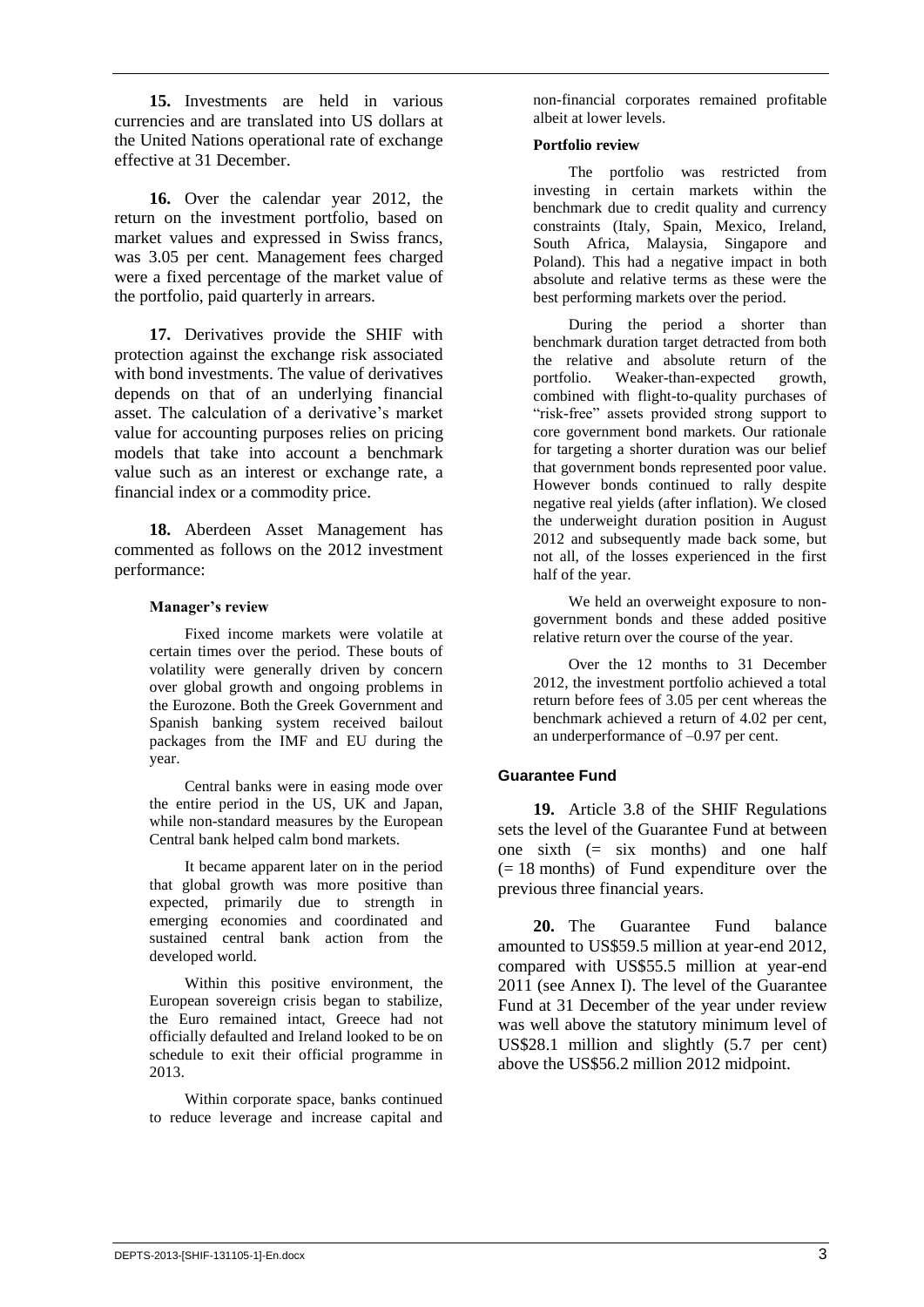**15.** Investments are held in various currencies and are translated into US dollars at the United Nations operational rate of exchange effective at 31 December.

**16.** Over the calendar year 2012, the return on the investment portfolio, based on market values and expressed in Swiss francs, was 3.05 per cent. Management fees charged were a fixed percentage of the market value of the portfolio, paid quarterly in arrears.

**17.** Derivatives provide the SHIF with protection against the exchange risk associated with bond investments. The value of derivatives depends on that of an underlying financial asset. The calculation of a derivative's market value for accounting purposes relies on pricing models that take into account a benchmark value such as an interest or exchange rate, a financial index or a commodity price.

**18.** Aberdeen Asset Management has commented as follows on the 2012 investment performance:

**Manager's review**

Fixed income markets were volatile at certain times over the period. These bouts of volatility were generally driven by concern over global growth and ongoing problems in the Eurozone. Both the Greek Government and Spanish banking system received bailout packages from the IMF and EU during the year.

Central banks were in easing mode over the entire period in the US, UK and Japan, while non-standard measures by the European Central bank helped calm bond markets.

It became apparent later on in the period that global growth was more positive than expected, primarily due to strength in emerging economies and coordinated and sustained central bank action from the developed world.

Within this positive environment, the European sovereign crisis began to stabilize, the Euro remained intact, Greece had not officially defaulted and Ireland looked to be on schedule to exit their official programme in 2013.

Within corporate space, banks continued to reduce leverage and increase capital and non-financial corporates remained profitable albeit at lower levels.

**Portfolio review**

The portfolio was restricted from investing in certain markets within the benchmark due to credit quality and currency constraints (Italy, Spain, Mexico, Ireland, South Africa, Malaysia, Singapore and Poland). This had a negative impact in both absolute and relative terms as these were the best performing markets over the period.

During the period a shorter than benchmark duration target detracted from both the relative and absolute return of the portfolio. Weaker-than-expected growth, combined with flight-to-quality purchases of "risk-free" assets provided strong support to core government bond markets. Our rationale for targeting a shorter duration was our belief that government bonds represented poor value. However bonds continued to rally despite negative real yields (after inflation). We closed the underweight duration position in August 2012 and subsequently made back some, but not all, of the losses experienced in the first half of the year.

We held an overweight exposure to non-government bonds and these added positive relative return over the course of the year.

Over the 12 months to 31 December 2012, the investment portfolio achieved a total return before fees of 3.05 per cent whereas the benchmark achieved a return of 4.02 per cent, an underperformance of –0.97 per cent.

## Guarantee Fund

**19.** Article 3.8 of the SHIF Regulations sets the level of the Guarantee Fund at between one sixth (= six months) and one half (= 18 months) of Fund expenditure over the previous three financial years.

**20.** The Guarantee Fund balance amounted to US$59.5 million at year-end 2012, compared with US$55.5 million at year-end 2011 (see Annex I). The level of the Guarantee Fund at 31 December of the year under review was well above the statutory minimum level of US$28.1 million and slightly (5.7 per cent) above the US$56.2 million 2012 midpoint.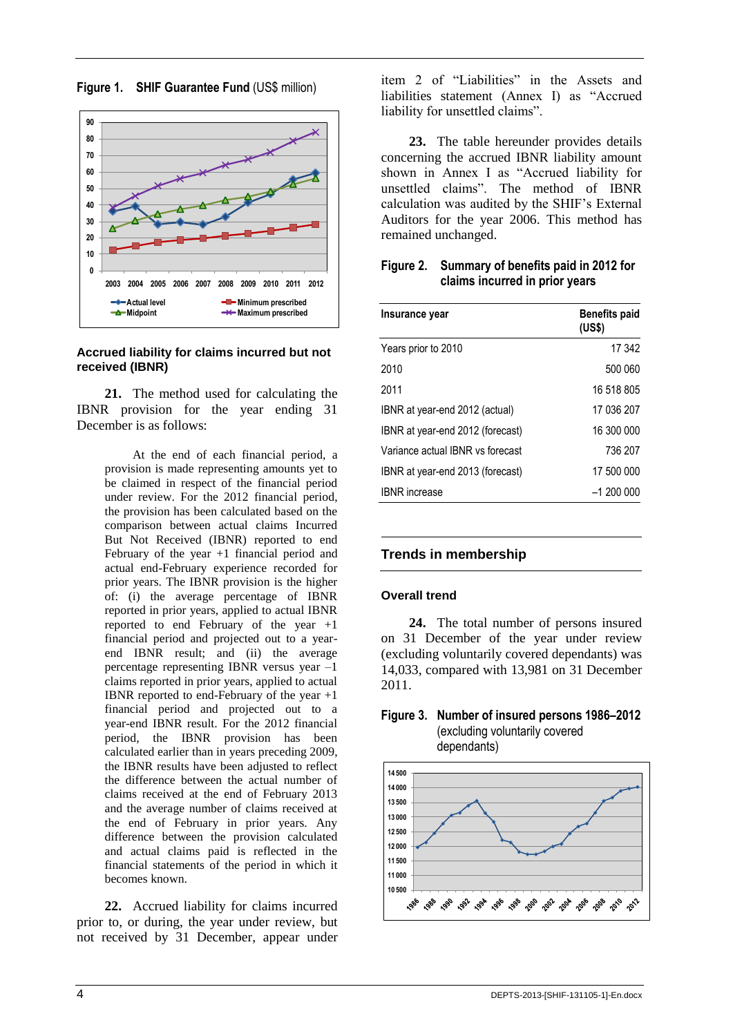**Figure 1. SHIF Guarantee Fund** (US$ million)

Actual level, Midpoint, Minimum prescribed, Maximum prescribed (2003–2012)

### Accrued liability for claims incurred but not received (IBNR)

**21.** The method used for calculating the IBNR provision for the year ending 31 December is as follows:

> At the end of each financial period, a provision is made representing amounts yet to be claimed in respect of the financial period under review. For the 2012 financial period, the provision has been calculated based on the comparison between actual claims Incurred But Not Received (IBNR) reported to end February of the year +1 financial period and actual end-February experience recorded for prior years. The IBNR provision is the higher of: (i) the average percentage of IBNR reported in prior years, applied to actual IBNR reported to end February of the year +1 financial period and projected out to a year-end IBNR result; and (ii) the average percentage representing IBNR versus year –1 claims reported in prior years, applied to actual IBNR reported to end-February of the year +1 financial period and projected out to a year-end IBNR result. For the 2012 financial period, the IBNR provision has been calculated earlier than in years preceding 2009, the IBNR results have been adjusted to reflect the difference between the actual number of claims received at the end of February 2013 and the average number of claims received at the end of February in prior years. Any difference between the provision calculated and actual claims paid is reflected in the financial statements of the period in which it becomes known.

**22.** Accrued liability for claims incurred prior to, or during, the year under review, but not received by 31 December, appear under item 2 of "Liabilities" in the Assets and liabilities statement (Annex I) as "Accrued liability for unsettled claims".

**23.** The table hereunder provides details concerning the accrued IBNR liability amount shown in Annex I as "Accrued liability for unsettled claims". The method of IBNR calculation was audited by the SHIF's External Auditors for the year 2006. This method has remained unchanged.

**Figure 2. Summary of benefits paid in 2012 for claims incurred in prior years**

| Insurance year | Benefits paid (US$) |
|---|---|
| Years prior to 2010 | 17 342 |
| 2010 | 500 060 |
| 2011 | 16 518 805 |
| IBNR at year-end 2012 (actual) | 17 036 207 |
| IBNR at year-end 2012 (forecast) | 16 300 000 |
| Variance actual IBNR vs forecast | 736 207 |
| IBNR at year-end 2013 (forecast) | 17 500 000 |
| IBNR increase | –1 200 000 |

## Trends in membership

### Overall trend

**24.** The total number of persons insured on 31 December of the year under review (excluding voluntarily covered dependants) was 14,033, compared with 13,981 on 31 December 2011.

**Figure 3. Number of insured persons 1986–2012** (excluding voluntarily covered dependants)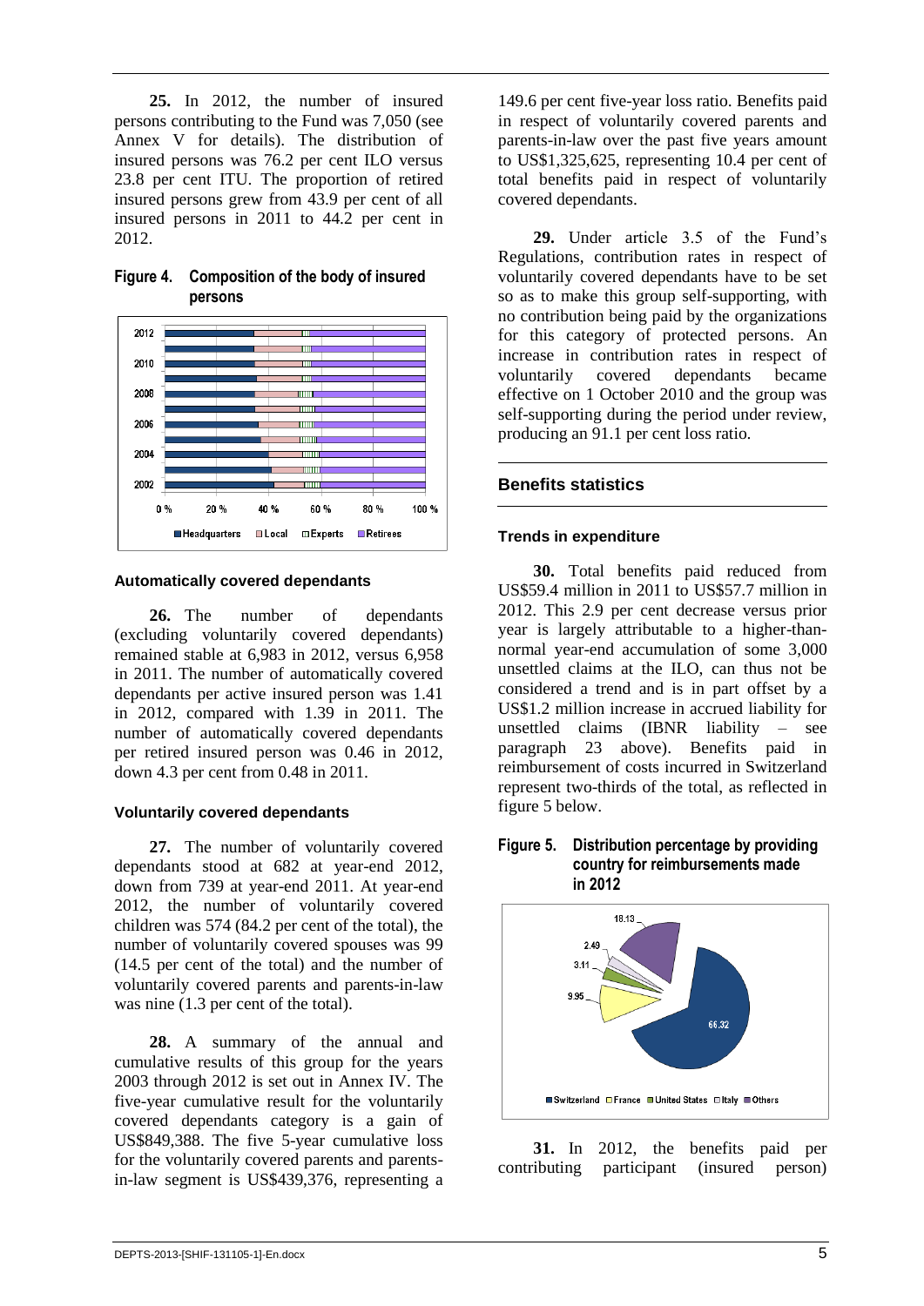**25.** In 2012, the number of insured persons contributing to the Fund was 7,050 (see Annex V for details). The distribution of insured persons was 76.2 per cent ILO versus 23.8 per cent ITU. The proportion of retired insured persons grew from 43.9 per cent of all insured persons in 2011 to 44.2 per cent in 2012.

**Figure 4. Composition of the body of insured persons**

#### Automatically covered dependants

**26.** The number of dependants (excluding voluntarily covered dependants) remained stable at 6,983 in 2012, versus 6,958 in 2011. The number of automatically covered dependants per active insured person was 1.41 in 2012, compared with 1.39 in 2011. The number of automatically covered dependants per retired insured person was 0.46 in 2012, down 4.3 per cent from 0.48 in 2011.

#### Voluntarily covered dependants

**27.** The number of voluntarily covered dependants stood at 682 at year-end 2012, down from 739 at year-end 2011. At year-end 2012, the number of voluntarily covered children was 574 (84.2 per cent of the total), the number of voluntarily covered spouses was 99 (14.5 per cent of the total) and the number of voluntarily covered parents and parents-in-law was nine (1.3 per cent of the total).

**28.** A summary of the annual and cumulative results of this group for the years 2003 through 2012 is set out in Annex IV. The five-year cumulative result for the voluntarily covered dependants category is a gain of US$849,388. The five 5-year cumulative loss for the voluntarily covered parents and parents-in-law segment is US$439,376, representing a 149.6 per cent five-year loss ratio. Benefits paid in respect of voluntarily covered parents and parents-in-law over the past five years amount to US$1,325,625, representing 10.4 per cent of total benefits paid in respect of voluntarily covered dependants.

**29.** Under article 3.5 of the Fund's Regulations, contribution rates in respect of voluntarily covered dependants have to be set so as to make this group self-supporting, with no contribution being paid by the organizations for this category of protected persons. An increase in contribution rates in respect of voluntarily covered dependants became effective on 1 October 2010 and the group was self-supporting during the period under review, producing an 91.1 per cent loss ratio.

## Benefits statistics

#### Trends in expenditure

**30.** Total benefits paid reduced from US$59.4 million in 2011 to US$57.7 million in 2012. This 2.9 per cent decrease versus prior year is largely attributable to a higher-than-normal year-end accumulation of some 3,000 unsettled claims at the ILO, can thus not be considered a trend and is in part offset by a US$1.2 million increase in accrued liability for unsettled claims (IBNR liability – see paragraph 23 above). Benefits paid in reimbursement of costs incurred in Switzerland represent two-thirds of the total, as reflected in figure 5 below.

**Figure 5. Distribution percentage by providing country for reimbursements made in 2012**

**31.** In 2012, the benefits paid per contributing participant (insured person)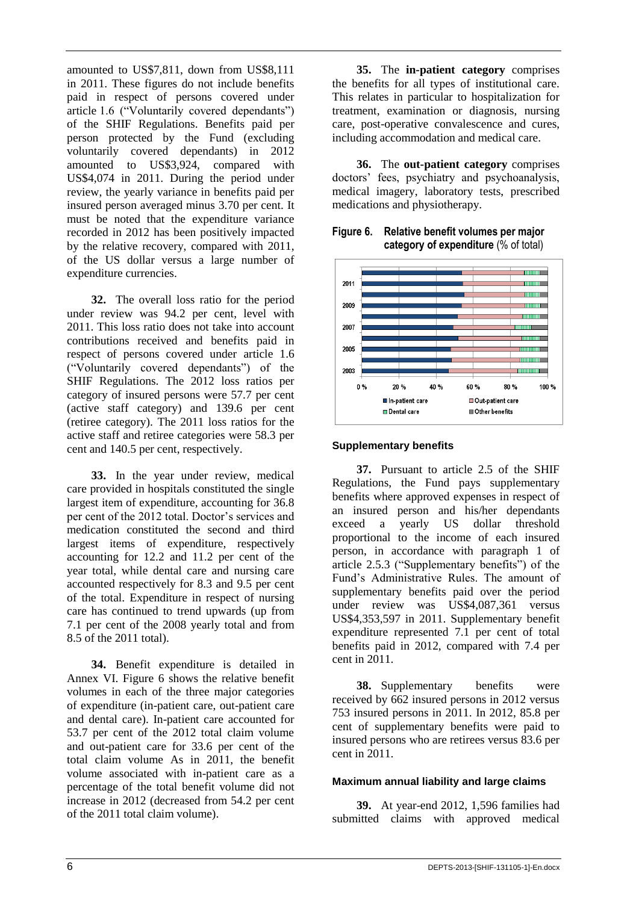amounted to US$7,811, down from US$8,111 in 2011. These figures do not include benefits paid in respect of persons covered under article 1.6 ("Voluntarily covered dependants") of the SHIF Regulations. Benefits paid per person protected by the Fund (excluding voluntarily covered dependants) in 2012 amounted to US$3,924, compared with US$4,074 in 2011. During the period under review, the yearly variance in benefits paid per insured person averaged minus 3.70 per cent. It must be noted that the expenditure variance recorded in 2012 has been positively impacted by the relative recovery, compared with 2011, of the US dollar versus a large number of expenditure currencies.

**32.** The overall loss ratio for the period under review was 94.2 per cent, level with 2011. This loss ratio does not take into account contributions received and benefits paid in respect of persons covered under article 1.6 ("Voluntarily covered dependants") of the SHIF Regulations. The 2012 loss ratios per category of insured persons were 57.7 per cent (active staff category) and 139.6 per cent (retiree category). The 2011 loss ratios for the active staff and retiree categories were 58.3 per cent and 140.5 per cent, respectively.

**33.** In the year under review, medical care provided in hospitals constituted the single largest item of expenditure, accounting for 36.8 per cent of the 2012 total. Doctor's services and medication constituted the second and third largest items of expenditure, respectively accounting for 12.2 and 11.2 per cent of the year total, while dental care and nursing care accounted respectively for 8.3 and 9.5 per cent of the total. Expenditure in respect of nursing care has continued to trend upwards (up from 7.1 per cent of the 2008 yearly total and from 8.5 of the 2011 total).

**34.** Benefit expenditure is detailed in Annex VI. Figure 6 shows the relative benefit volumes in each of the three major categories of expenditure (in-patient care, out-patient care and dental care). In-patient care accounted for 53.7 per cent of the 2012 total claim volume and out-patient care for 33.6 per cent of the total claim volume As in 2011, the benefit volume associated with in-patient care as a percentage of the total benefit volume did not increase in 2012 (decreased from 54.2 per cent of the 2011 total claim volume).

**35.** The **in-patient category** comprises the benefits for all types of institutional care. This relates in particular to hospitalization for treatment, examination or diagnosis, nursing care, post-operative convalescence and cures, including accommodation and medical care.

**36.** The **out-patient category** comprises doctors' fees, psychiatry and psychoanalysis, medical imagery, laboratory tests, prescribed medications and physiotherapy.

**Figure 6. Relative benefit volumes per major category of expenditure** (% of total)

### Supplementary benefits

**37.** Pursuant to article 2.5 of the SHIF Regulations, the Fund pays supplementary benefits where approved expenses in respect of an insured person and his/her dependants exceed a yearly US dollar threshold proportional to the income of each insured person, in accordance with paragraph 1 of article 2.5.3 ("Supplementary benefits") of the Fund's Administrative Rules. The amount of supplementary benefits paid over the period under review was US$4,087,361 versus US$4,353,597 in 2011. Supplementary benefit expenditure represented 7.1 per cent of total benefits paid in 2012, compared with 7.4 per cent in 2011.

**38.** Supplementary benefits were received by 662 insured persons in 2012 versus 753 insured persons in 2011. In 2012, 85.8 per cent of supplementary benefits were paid to insured persons who are retirees versus 83.6 per cent in 2011.

### Maximum annual liability and large claims

**39.** At year-end 2012, 1,596 families had submitted claims with approved medical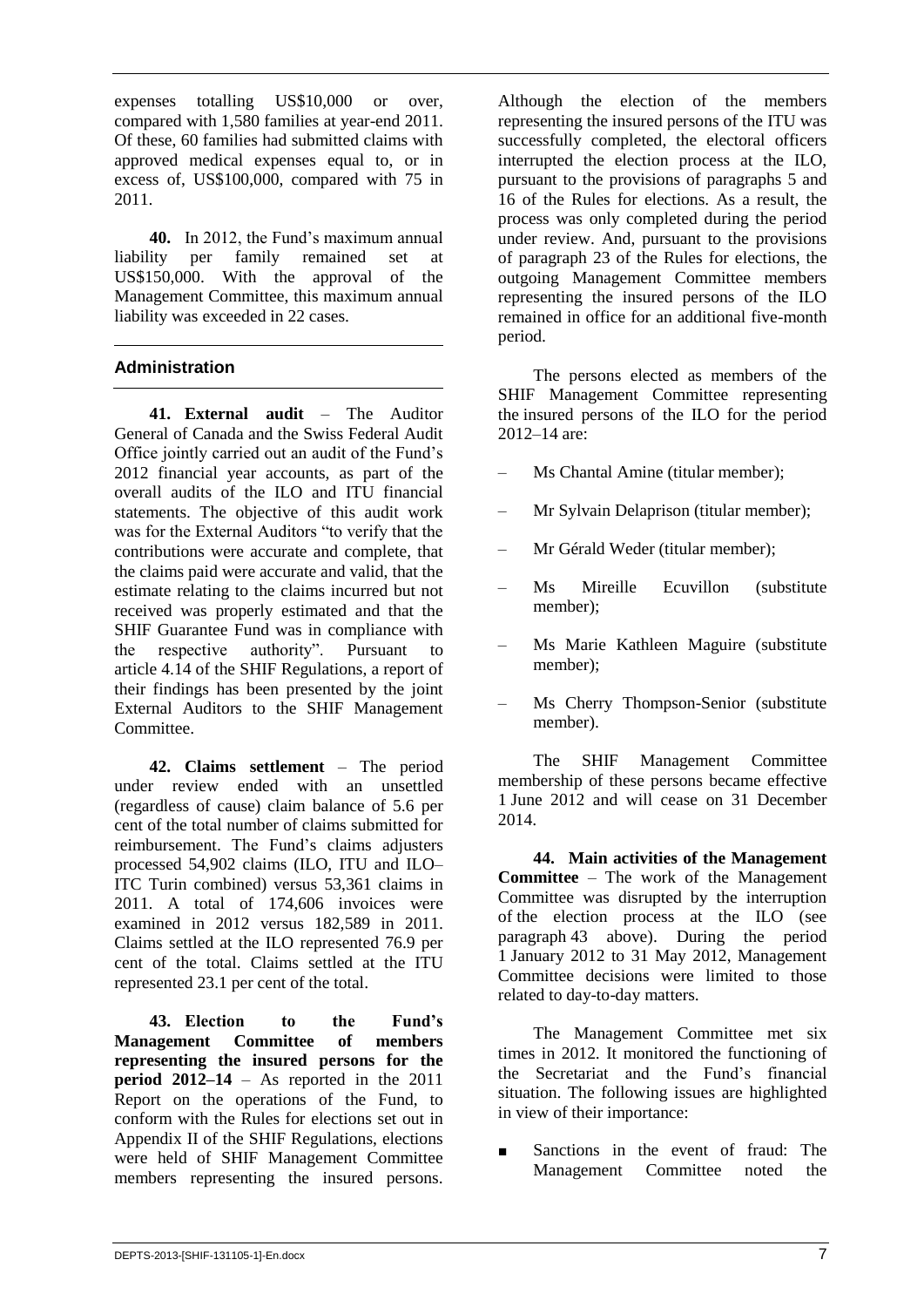expenses totalling US$10,000 or over, compared with 1,580 families at year-end 2011. Of these, 60 families had submitted claims with approved medical expenses equal to, or in excess of, US$100,000, compared with 75 in 2011.

**40.** In 2012, the Fund's maximum annual liability per family remained set at US$150,000. With the approval of the Management Committee, this maximum annual liability was exceeded in 22 cases.

## Administration

**41. External audit** – The Auditor General of Canada and the Swiss Federal Audit Office jointly carried out an audit of the Fund's 2012 financial year accounts, as part of the overall audits of the ILO and ITU financial statements. The objective of this audit work was for the External Auditors "to verify that the contributions were accurate and complete, that the claims paid were accurate and valid, that the estimate relating to the claims incurred but not received was properly estimated and that the SHIF Guarantee Fund was in compliance with the respective authority". Pursuant to article 4.14 of the SHIF Regulations, a report of their findings has been presented by the joint External Auditors to the SHIF Management Committee.

**42. Claims settlement** – The period under review ended with an unsettled (regardless of cause) claim balance of 5.6 per cent of the total number of claims submitted for reimbursement. The Fund's claims adjusters processed 54,902 claims (ILO, ITU and ILO–ITC Turin combined) versus 53,361 claims in 2011. A total of 174,606 invoices were examined in 2012 versus 182,589 in 2011. Claims settled at the ILO represented 76.9 per cent of the total. Claims settled at the ITU represented 23.1 per cent of the total.

**43. Election to the Fund's Management Committee of members representing the insured persons for the period 2012–14** – As reported in the 2011 Report on the operations of the Fund, to conform with the Rules for elections set out in Appendix II of the SHIF Regulations, elections were held of SHIF Management Committee members representing the insured persons. Although the election of the members representing the insured persons of the ITU was successfully completed, the electoral officers interrupted the election process at the ILO, pursuant to the provisions of paragraphs 5 and 16 of the Rules for elections. As a result, the process was only completed during the period under review. And, pursuant to the provisions of paragraph 23 of the Rules for elections, the outgoing Management Committee members representing the insured persons of the ILO remained in office for an additional five-month period.

The persons elected as members of the SHIF Management Committee representing the insured persons of the ILO for the period 2012–14 are:

– Ms Chantal Amine (titular member);

– Mr Sylvain Delaprison (titular member);

– Mr Gérald Weder (titular member);

– Ms Mireille Ecuvillon (substitute member);

– Ms Marie Kathleen Maguire (substitute member);

– Ms Cherry Thompson-Senior (substitute member).

The SHIF Management Committee membership of these persons became effective 1 June 2012 and will cease on 31 December 2014.

**44. Main activities of the Management Committee** – The work of the Management Committee was disrupted by the interruption of the election process at the ILO (see paragraph 43 above). During the period 1 January 2012 to 31 May 2012, Management Committee decisions were limited to those related to day-to-day matters.

The Management Committee met six times in 2012. It monitored the functioning of the Secretariat and the Fund's financial situation. The following issues are highlighted in view of their importance:

- Sanctions in the event of fraud: The Management Committee noted the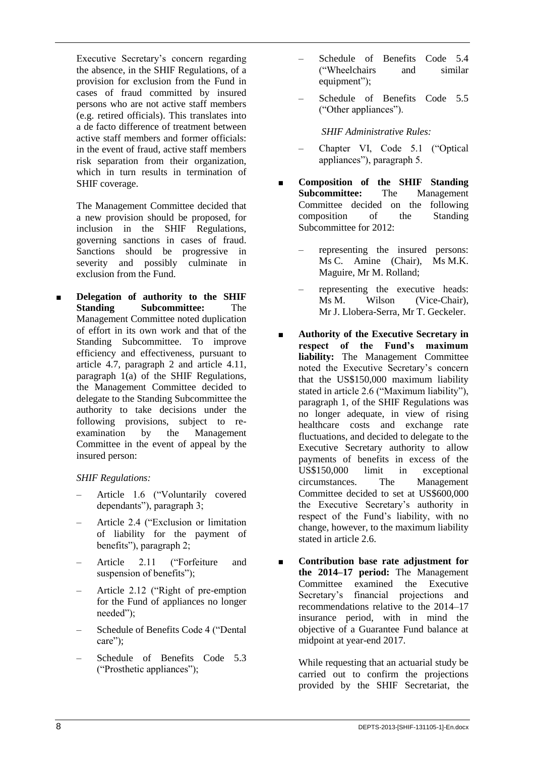Executive Secretary's concern regarding the absence, in the SHIF Regulations, of a provision for exclusion from the Fund in cases of fraud committed by insured persons who are not active staff members (e.g. retired officials). This translates into a de facto difference of treatment between active staff members and former officials: in the event of fraud, active staff members risk separation from their organization, which in turn results in termination of SHIF coverage.

The Management Committee decided that a new provision should be proposed, for inclusion in the SHIF Regulations, governing sanctions in cases of fraud. Sanctions should be progressive in severity and possibly culminate in exclusion from the Fund.

- **Delegation of authority to the SHIF Standing Subcommittee:** The Management Committee noted duplication of effort in its own work and that of the Standing Subcommittee. To improve efficiency and effectiveness, pursuant to article 4.7, paragraph 2 and article 4.11, paragraph 1(a) of the SHIF Regulations, the Management Committee decided to delegate to the Standing Subcommittee the authority to take decisions under the following provisions, subject to re-examination by the Management Committee in the event of appeal by the insured person:

  *SHIF Regulations:*

  - Article 1.6 ("Voluntarily covered dependants"), paragraph 3;
  - Article 2.4 ("Exclusion or limitation of liability for the payment of benefits"), paragraph 2;
  - Article 2.11 ("Forfeiture and suspension of benefits");
  - Article 2.12 ("Right of pre-emption for the Fund of appliances no longer needed");
  - Schedule of Benefits Code 4 ("Dental care");
  - Schedule of Benefits Code 5.3 ("Prosthetic appliances");
  - Schedule of Benefits Code 5.4 ("Wheelchairs and similar equipment");
  - Schedule of Benefits Code 5.5 ("Other appliances").

  *SHIF Administrative Rules:*

  - Chapter VI, Code 5.1 ("Optical appliances"), paragraph 5.

- **Composition of the SHIF Standing Subcommittee:** The Management Committee decided on the following composition of the Standing Subcommittee for 2012:

  - representing the insured persons: Ms C. Amine (Chair), Ms M.K. Maguire, Mr M. Rolland;
  - representing the executive heads: Ms M. Wilson (Vice-Chair), Mr J. Llobera-Serra, Mr T. Geckeler.

- **Authority of the Executive Secretary in respect of the Fund's maximum liability:** The Management Committee noted the Executive Secretary's concern that the US$150,000 maximum liability stated in article 2.6 ("Maximum liability"), paragraph 1, of the SHIF Regulations was no longer adequate, in view of rising healthcare costs and exchange rate fluctuations, and decided to delegate to the Executive Secretary authority to allow payments of benefits in excess of the US$150,000 limit in exceptional circumstances. The Management Committee decided to set at US$600,000 the Executive Secretary's authority in respect of the Fund's liability, with no change, however, to the maximum liability stated in article 2.6.

- **Contribution base rate adjustment for the 2014–17 period:** The Management Committee examined the Executive Secretary's financial projections and recommendations relative to the 2014–17 insurance period, with in mind the objective of a Guarantee Fund balance at midpoint at year-end 2017.

  While requesting that an actuarial study be carried out to confirm the projections provided by the SHIF Secretariat, the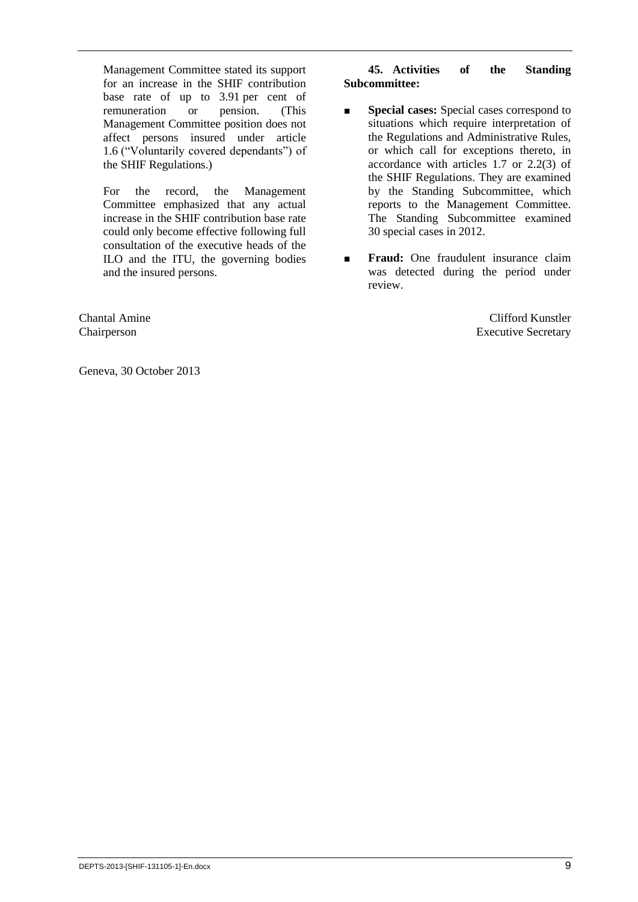Management Committee stated its support for an increase in the SHIF contribution base rate of up to 3.91 per cent of remuneration or pension. (This Management Committee position does not affect persons insured under article 1.6 ("Voluntarily covered dependants") of the SHIF Regulations.)

For the record, the Management Committee emphasized that any actual increase in the SHIF contribution base rate could only become effective following full consultation of the executive heads of the ILO and the ITU, the governing bodies and the insured persons.

**45. Activities of the Standing Subcommittee:**

- **Special cases:** Special cases correspond to situations which require interpretation of the Regulations and Administrative Rules, or which call for exceptions thereto, in accordance with articles 1.7 or 2.2(3) of the SHIF Regulations. They are examined by the Standing Subcommittee, which reports to the Management Committee. The Standing Subcommittee examined 30 special cases in 2012.
- **Fraud:** One fraudulent insurance claim was detected during the period under review.

Chantal Amine
Chairperson

Clifford Kunstler
Executive Secretary

Geneva, 30 October 2013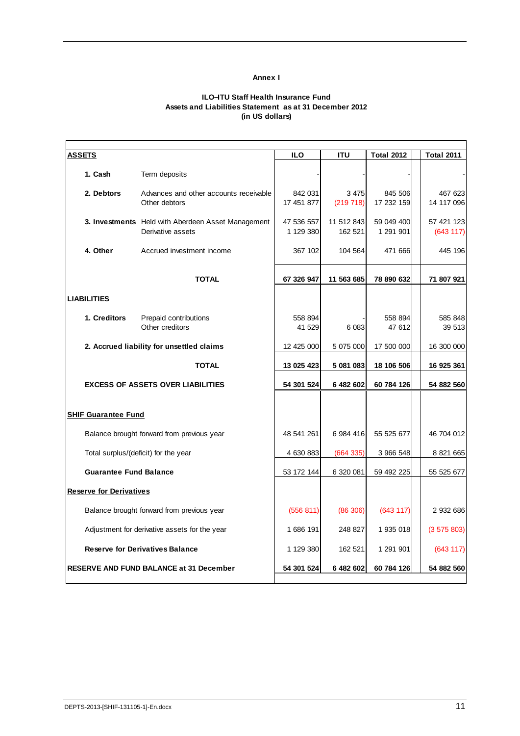**Annex I**

**ILO–ITU Staff Health Insurance Fund**
**Assets and Liabilities Statement as at 31 December 2012**
**(in US dollars)**

| **ASSETS** | | **ILO** | **ITU** | **Total 2012** | **Total 2011** |
|---|---|---|---|---|---|
| **1. Cash** | Term deposits | - | - | - | - |
| **2. Debtors** | Advances and other accounts receivable | 842 031 | 3 475 | 845 506 | 467 623 |
| | Other debtors | 17 451 877 | (219 718) | 17 232 159 | 14 117 096 |
| **3. Investments** | Held with Aberdeen Asset Management | 47 536 557 | 11 512 843 | 59 049 400 | 57 421 123 |
| | Derivative assets | 1 129 380 | 162 521 | 1 291 901 | (643 117) |
| **4. Other** | Accrued investment income | 367 102 | 104 564 | 471 666 | 445 196 |
| | **TOTAL** | **67 326 947** | **11 563 685** | **78 890 632** | **71 807 921** |
| **LIABILITIES** | | | | | |
| **1. Creditors** | Prepaid contributions | 558 894 | - | 558 894 | 585 848 |
| | Other creditors | 41 529 | 6 083 | 47 612 | 39 513 |
| **2. Accrued liability for unsettled claims** | | 12 425 000 | 5 075 000 | 17 500 000 | 16 300 000 |
| | **TOTAL** | **13 025 423** | **5 081 083** | **18 106 506** | **16 925 361** |
| **EXCESS OF ASSETS OVER LIABILITIES** | | **54 301 524** | **6 482 602** | **60 784 126** | **54 882 560** |
| **SHIF Guarantee Fund** | | | | | |
| Balance brought forward from previous year | | 48 541 261 | 6 984 416 | 55 525 677 | 46 704 012 |
| Total surplus/(deficit) for the year | | 4 630 883 | (664 335) | 3 966 548 | 8 821 665 |
| **Guarantee Fund Balance** | | 53 172 144 | 6 320 081 | 59 492 225 | 55 525 677 |
| **Reserve for Derivatives** | | | | | |
| Balance brought forward from previous year | | (556 811) | (86 306) | (643 117) | 2 932 686 |
| Adjustment for derivative assets for the year | | 1 686 191 | 248 827 | 1 935 018 | (3 575 803) |
| **Reserve for Derivatives Balance** | | 1 129 380 | 162 521 | 1 291 901 | (643 117) |
| **RESERVE AND FUND BALANCE at 31 December** | | **54 301 524** | **6 482 602** | **60 784 126** | **54 882 560** |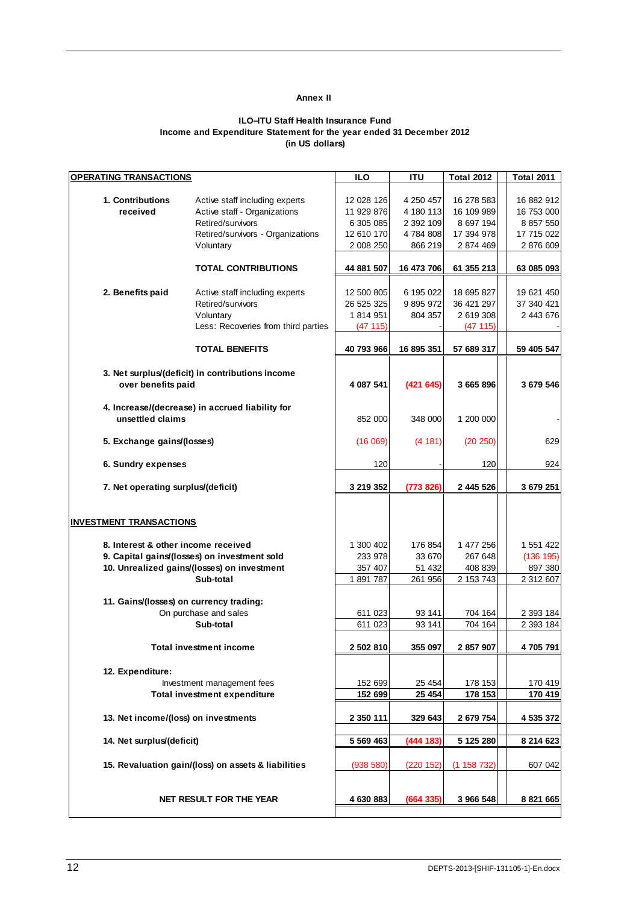**Annex II**

**ILO–ITU Staff Health Insurance Fund**
**Income and Expenditure Statement for the year ended 31 December 2012**
**(in US dollars)**

| OPERATING TRANSACTIONS | | ILO | ITU | Total 2012 | Total 2011 |
|---|---|---|---|---|---|
| **1. Contributions received** | Active staff including experts | 12 028 126 | 4 250 457 | 16 278 583 | 16 882 912 |
| | Active staff - Organizations | 11 929 876 | 4 180 113 | 16 109 989 | 16 753 000 |
| | Retired/survivors | 6 305 085 | 2 392 109 | 8 697 194 | 8 857 550 |
| | Retired/survivors - Organizations | 12 610 170 | 4 784 808 | 17 394 978 | 17 715 022 |
| | Voluntary | 2 008 250 | 866 219 | 2 874 469 | 2 876 609 |
| | **TOTAL CONTRIBUTIONS** | **44 881 507** | **16 473 706** | **61 355 213** | **63 085 093** |
| **2. Benefits paid** | Active staff including experts | 12 500 805 | 6 195 022 | 18 695 827 | 19 621 450 |
| | Retired/survivors | 26 525 325 | 9 895 972 | 36 421 297 | 37 340 421 |
| | Voluntary | 1 814 951 | 804 357 | 2 619 308 | 2 443 676 |
| | Less: Recoveries from third parties | (47 115) | - | (47 115) | - |
| | **TOTAL BENEFITS** | **40 793 966** | **16 895 351** | **57 689 317** | **59 405 547** |
| **3. Net surplus/(deficit) in contributions income over benefits paid** | | **4 087 541** | **(421 645)** | **3 665 896** | **3 679 546** |
| **4. Increase/(decrease) in accrued liability for unsettled claims** | | 852 000 | 348 000 | 1 200 000 | - |
| **5. Exchange gains/(losses)** | | (16 069) | (4 181) | (20 250) | 629 |
| **6. Sundry expenses** | | 120 | - | 120 | 924 |
| **7. Net operating surplus/(deficit)** | | **3 219 352** | **(773 826)** | **2 445 526** | **3 679 251** |
| **INVESTMENT TRANSACTIONS** | | | | | |
| **8. Interest & other income received** | | 1 300 402 | 176 854 | 1 477 256 | 1 551 422 |
| **9. Capital gains/(losses) on investment sold** | | 233 978 | 33 670 | 267 648 | (136 195) |
| **10. Unrealized gains/(losses) on investment** | | 357 407 | 51 432 | 408 839 | 897 380 |
| | **Sub-total** | 1 891 787 | 261 956 | 2 153 743 | 2 312 607 |
| **11. Gains/(losses) on currency trading:** | | | | | |
| | On purchase and sales | 611 023 | 93 141 | 704 164 | 2 393 184 |
| | **Sub-total** | 611 023 | 93 141 | 704 164 | 2 393 184 |
| | **Total investment income** | **2 502 810** | **355 097** | **2 857 907** | **4 705 791** |
| **12. Expenditure:** | | | | | |
| | Investment management fees | 152 699 | 25 454 | 178 153 | 170 419 |
| | **Total investment expenditure** | **152 699** | **25 454** | **178 153** | **170 419** |
| **13. Net income/(loss) on investments** | | **2 350 111** | **329 643** | **2 679 754** | **4 535 372** |
| **14. Net surplus/(deficit)** | | **5 569 463** | **(444 183)** | **5 125 280** | **8 214 623** |
| **15. Revaluation gain/(loss) on assets & liabilities** | | (938 580) | (220 152) | (1 158 732) | 607 042 |
| **NET RESULT FOR THE YEAR** | | **4 630 883** | **(664 335)** | **3 966 548** | **8 821 665** |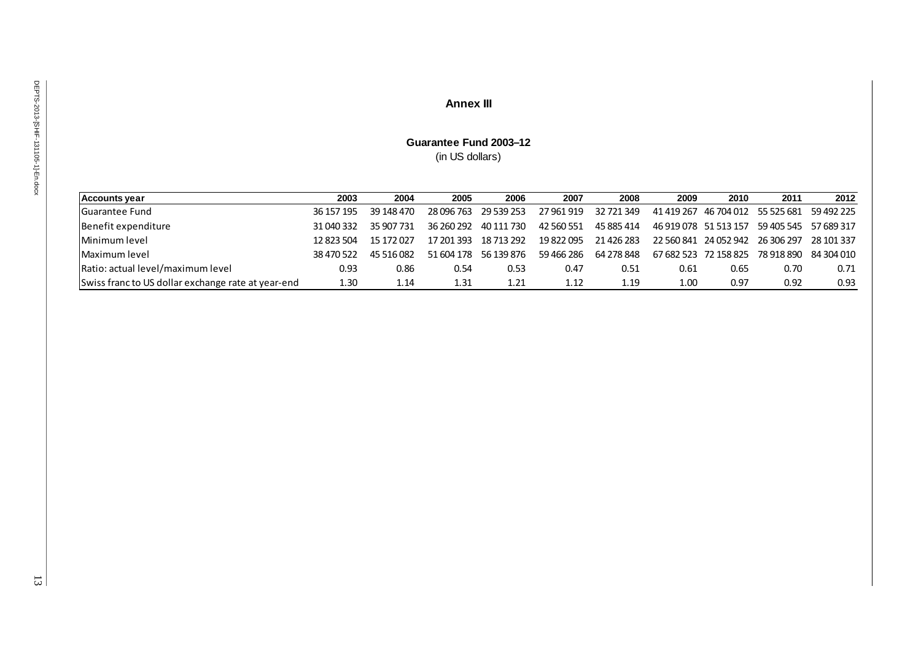# Annex III

## Guarantee Fund 2003–12

(in US dollars)

| Accounts year | 2003 | 2004 | 2005 | 2006 | 2007 | 2008 | 2009 | 2010 | 2011 | 2012 |
|---|---|---|---|---|---|---|---|---|---|---|
| Guarantee Fund | 36 157 195 | 39 148 470 | 28 096 763 | 29 539 253 | 27 961 919 | 32 721 349 | 41 419 267 | 46 704 012 | 55 525 681 | 59 492 225 |
| Benefit expenditure | 31 040 332 | 35 907 731 | 36 260 292 | 40 111 730 | 42 560 551 | 45 885 414 | 46 919 078 | 51 513 157 | 59 405 545 | 57 689 317 |
| Minimum level | 12 823 504 | 15 172 027 | 17 201 393 | 18 713 292 | 19 822 095 | 21 426 283 | 22 560 841 | 24 052 942 | 26 306 297 | 28 101 337 |
| Maximum level | 38 470 522 | 45 516 082 | 51 604 178 | 56 139 876 | 59 466 286 | 64 278 848 | 67 682 523 | 72 158 825 | 78 918 890 | 84 304 010 |
| Ratio: actual level/maximum level | 0.93 | 0.86 | 0.54 | 0.53 | 0.47 | 0.51 | 0.61 | 0.65 | 0.70 | 0.71 |
| Swiss franc to US dollar exchange rate at year-end | 1.30 | 1.14 | 1.31 | 1.21 | 1.12 | 1.19 | 1.00 | 0.97 | 0.92 | 0.93 |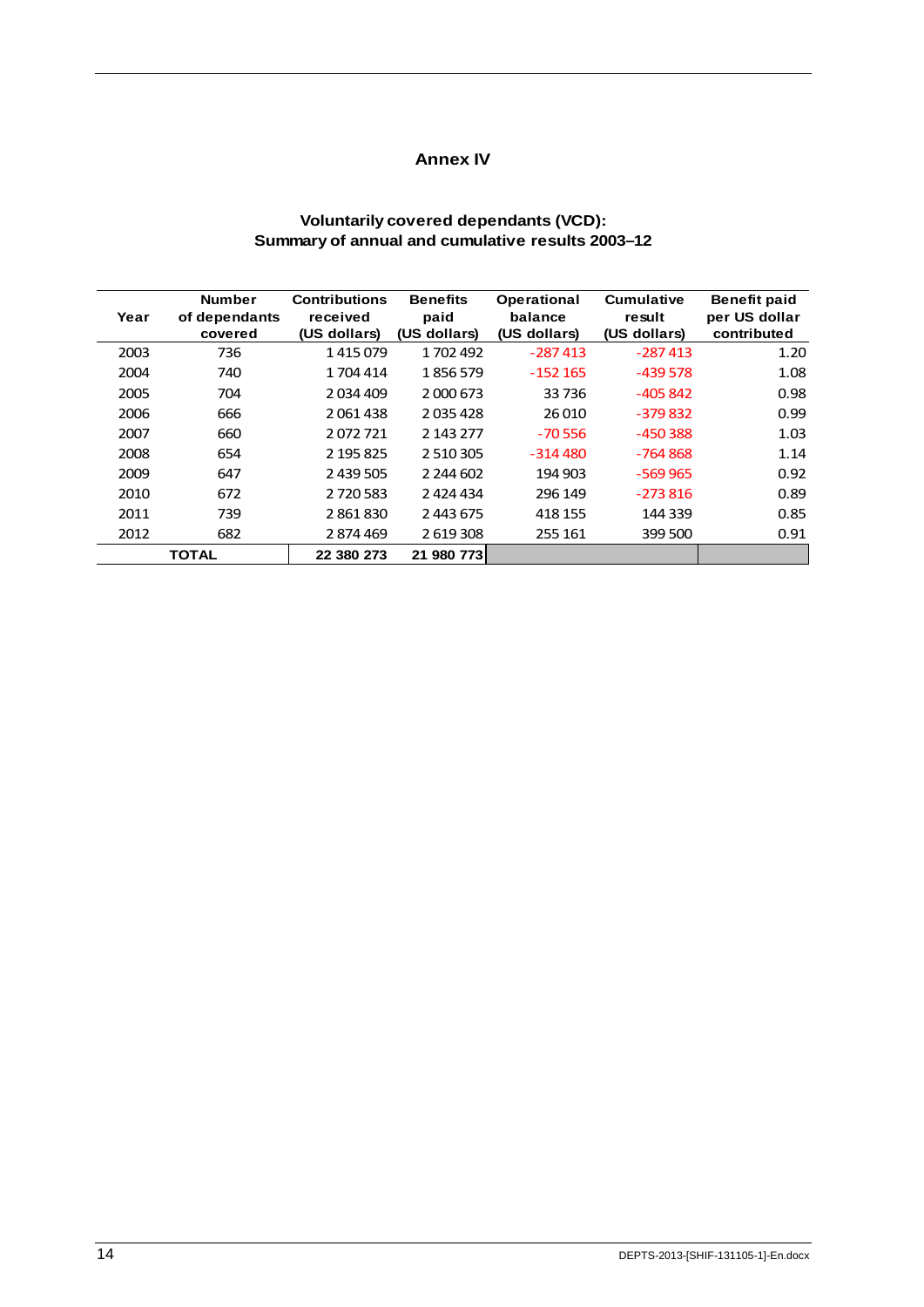# Annex IV

## Voluntarily covered dependants (VCD): Summary of annual and cumulative results 2003–12

| Year | Number of dependants covered | Contributions received (US dollars) | Benefits paid (US dollars) | Operational balance (US dollars) | Cumulative result (US dollars) | Benefit paid per US dollar contributed |
|---|---|---|---|---|---|---|
| 2003 | 736 | 1 415 079 | 1 702 492 | -287 413 | -287 413 | 1.20 |
| 2004 | 740 | 1 704 414 | 1 856 579 | -152 165 | -439 578 | 1.08 |
| 2005 | 704 | 2 034 409 | 2 000 673 | 33 736 | -405 842 | 0.98 |
| 2006 | 666 | 2 061 438 | 2 035 428 | 26 010 | -379 832 | 0.99 |
| 2007 | 660 | 2 072 721 | 2 143 277 | -70 556 | -450 388 | 1.03 |
| 2008 | 654 | 2 195 825 | 2 510 305 | -314 480 | -764 868 | 1.14 |
| 2009 | 647 | 2 439 505 | 2 244 602 | 194 903 | -569 965 | 0.92 |
| 2010 | 672 | 2 720 583 | 2 424 434 | 296 149 | -273 816 | 0.89 |
| 2011 | 739 | 2 861 830 | 2 443 675 | 418 155 | 144 339 | 0.85 |
| 2012 | 682 | 2 874 469 | 2 619 308 | 255 161 | 399 500 | 0.91 |
| **TOTAL** | | **22 380 273** | **21 980 773** | | | |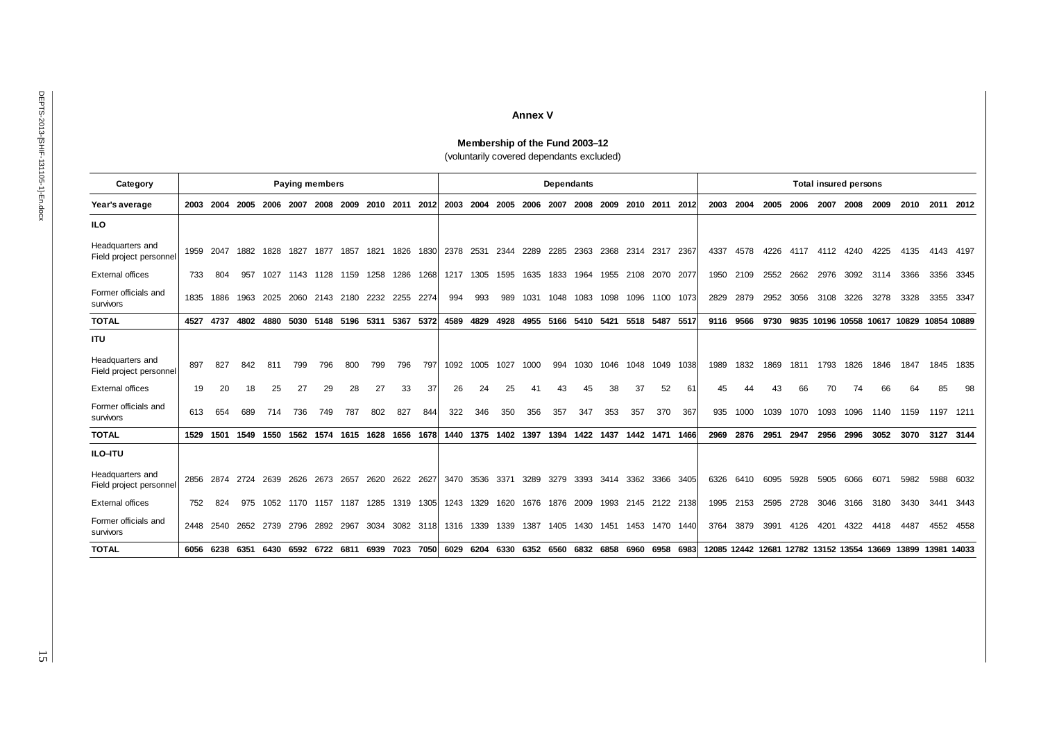## Annex V

### Membership of the Fund 2003–12

(voluntarily covered dependants excluded)

| Category | Paying members | | | | | | | | | | Dependants | | | | | | | | | | Total insured persons | | | | | | | | | |
|---|---|---|---|---|---|---|---|---|---|---|---|---|---|---|---|---|---|---|---|---|---|---|---|---|---|---|---|---|---|---|
| Year's average | 2003 | 2004 | 2005 | 2006 | 2007 | 2008 | 2009 | 2010 | 2011 | 2012 | 2003 | 2004 | 2005 | 2006 | 2007 | 2008 | 2009 | 2010 | 2011 | 2012 | 2003 | 2004 | 2005 | 2006 | 2007 | 2008 | 2009 | 2010 | 2011 | 2012 |
| **ILO** | | | | | | | | | | | | | | | | | | | | | | | | | | | | | | |
| Headquarters and Field project personnel | 1959 | 2047 | 1882 | 1828 | 1827 | 1877 | 1857 | 1821 | 1826 | 1830 | 2378 | 2531 | 2344 | 2289 | 2285 | 2363 | 2368 | 2314 | 2317 | 2367 | 4337 | 4578 | 4226 | 4117 | 4112 | 4240 | 4225 | 4135 | 4143 | 4197 |
| External offices | 733 | 804 | 957 | 1027 | 1143 | 1128 | 1159 | 1258 | 1286 | 1268 | 1217 | 1305 | 1595 | 1635 | 1833 | 1964 | 1955 | 2108 | 2070 | 2077 | 1950 | 2109 | 2552 | 2662 | 2976 | 3092 | 3114 | 3366 | 3356 | 3345 |
| Former officials and survivors | 1835 | 1886 | 1963 | 2025 | 2060 | 2143 | 2180 | 2232 | 2255 | 2274 | 994 | 993 | 989 | 1031 | 1048 | 1083 | 1098 | 1096 | 1100 | 1073 | 2829 | 2879 | 2952 | 3056 | 3108 | 3226 | 3278 | 3328 | 3355 | 3347 |
| **TOTAL** | **4527** | **4737** | **4802** | **4880** | **5030** | **5148** | **5196** | **5311** | **5367** | **5372** | **4589** | **4829** | **4928** | **4955** | **5166** | **5410** | **5421** | **5518** | **5487** | **5517** | **9116** | **9566** | **9730** | **9835** | **10196** | **10558** | **10617** | **10829** | **10854** | **10889** |
| **ITU** | | | | | | | | | | | | | | | | | | | | | | | | | | | | | | |
| Headquarters and Field project personnel | 897 | 827 | 842 | 811 | 799 | 796 | 800 | 799 | 796 | 797 | 1092 | 1005 | 1027 | 1000 | 994 | 1030 | 1046 | 1048 | 1049 | 1038 | 1989 | 1832 | 1869 | 1811 | 1793 | 1826 | 1846 | 1847 | 1845 | 1835 |
| External offices | 19 | 20 | 18 | 25 | 27 | 29 | 28 | 27 | 33 | 37 | 26 | 24 | 25 | 41 | 43 | 45 | 38 | 37 | 52 | 61 | 45 | 44 | 43 | 66 | 70 | 74 | 66 | 64 | 85 | 98 |
| Former officials and survivors | 613 | 654 | 689 | 714 | 736 | 749 | 787 | 802 | 827 | 844 | 322 | 346 | 350 | 356 | 357 | 347 | 353 | 357 | 370 | 367 | 935 | 1000 | 1039 | 1070 | 1093 | 1096 | 1140 | 1159 | 1197 | 1211 |
| **TOTAL** | **1529** | **1501** | **1549** | **1550** | **1562** | **1574** | **1615** | **1628** | **1656** | **1678** | **1440** | **1375** | **1402** | **1397** | **1394** | **1422** | **1437** | **1442** | **1471** | **1466** | **2969** | **2876** | **2951** | **2947** | **2956** | **2996** | **3052** | **3070** | **3127** | **3144** |
| **ILO–ITU** | | | | | | | | | | | | | | | | | | | | | | | | | | | | | | |
| Headquarters and Field project personnel | 2856 | 2874 | 2724 | 2639 | 2626 | 2673 | 2657 | 2620 | 2622 | 2627 | 3470 | 3536 | 3371 | 3289 | 3279 | 3393 | 3414 | 3362 | 3366 | 3405 | 6326 | 6410 | 6095 | 5928 | 5905 | 6066 | 6071 | 5982 | 5988 | 6032 |
| External offices | 752 | 824 | 975 | 1052 | 1170 | 1157 | 1187 | 1285 | 1319 | 1305 | 1243 | 1329 | 1620 | 1676 | 1876 | 2009 | 1993 | 2145 | 2122 | 2138 | 1995 | 2153 | 2595 | 2728 | 3046 | 3166 | 3180 | 3430 | 3441 | 3443 |
| Former officials and survivors | 2448 | 2540 | 2652 | 2739 | 2796 | 2892 | 2967 | 3034 | 3082 | 3118 | 1316 | 1339 | 1339 | 1387 | 1405 | 1430 | 1451 | 1453 | 1470 | 1440 | 3764 | 3879 | 3991 | 4126 | 4201 | 4322 | 4418 | 4487 | 4552 | 4558 |
| **TOTAL** | **6056** | **6238** | **6351** | **6430** | **6592** | **6722** | **6811** | **6939** | **7023** | **7050** | **6029** | **6204** | **6330** | **6352** | **6560** | **6832** | **6858** | **6960** | **6958** | **6983** | **12085** | **12442** | **12681** | **12782** | **13152** | **13554** | **13669** | **13899** | **13981** | **14033** |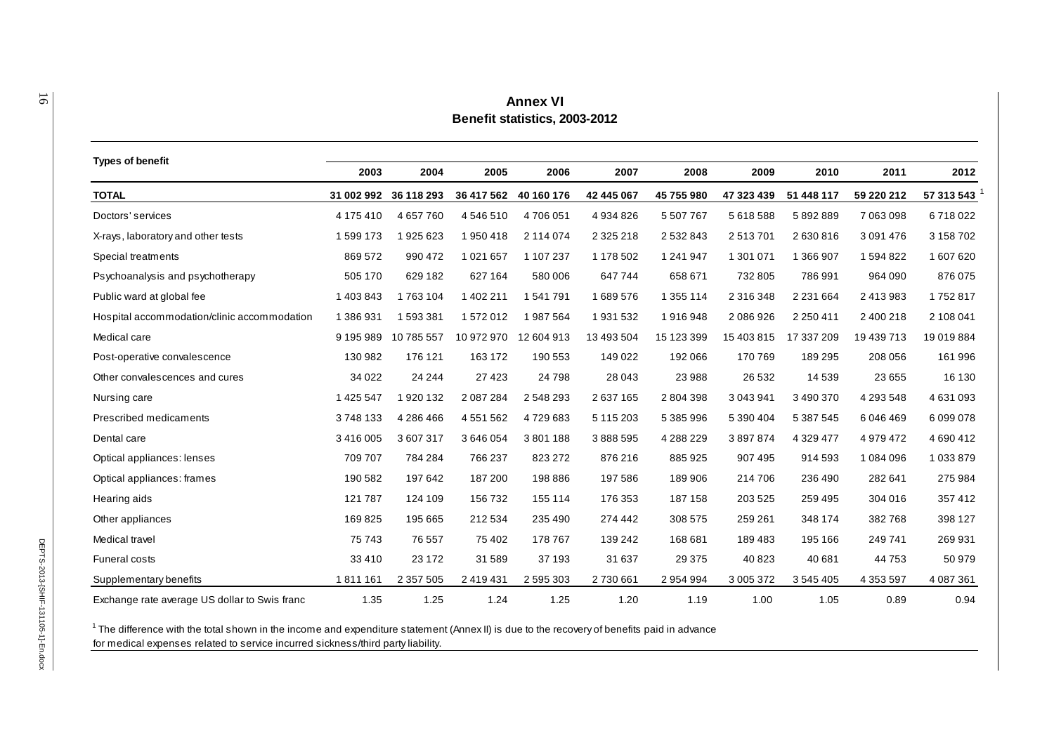## Annex VI

### Benefit statistics, 2003-2012

| Types of benefit | 2003 | 2004 | 2005 | 2006 | 2007 | 2008 | 2009 | 2010 | 2011 | 2012 |
|---|---|---|---|---|---|---|---|---|---|---|
| **TOTAL** | **31 002 992** | **36 118 293** | **36 417 562** | **40 160 176** | **42 445 067** | **45 755 980** | **47 323 439** | **51 448 117** | **59 220 212** | **57 313 543** [1] |
| Doctors' services | 4 175 410 | 4 657 760 | 4 546 510 | 4 706 051 | 4 934 826 | 5 507 767 | 5 618 588 | 5 892 889 | 7 063 098 | 6 718 022 |
| X-rays, laboratory and other tests | 1 599 173 | 1 925 623 | 1 950 418 | 2 114 074 | 2 325 218 | 2 532 843 | 2 513 701 | 2 630 816 | 3 091 476 | 3 158 702 |
| Special treatments | 869 572 | 990 472 | 1 021 657 | 1 107 237 | 1 178 502 | 1 241 947 | 1 301 071 | 1 366 907 | 1 594 822 | 1 607 620 |
| Psychoanalysis and psychotherapy | 505 170 | 629 182 | 627 164 | 580 006 | 647 744 | 658 671 | 732 805 | 786 991 | 964 090 | 876 075 |
| Public ward at global fee | 1 403 843 | 1 763 104 | 1 402 211 | 1 541 791 | 1 689 576 | 1 355 114 | 2 316 348 | 2 231 664 | 2 413 983 | 1 752 817 |
| Hospital accommodation/clinic accommodation | 1 386 931 | 1 593 381 | 1 572 012 | 1 987 564 | 1 931 532 | 1 916 948 | 2 086 926 | 2 250 411 | 2 400 218 | 2 108 041 |
| Medical care | 9 195 989 | 10 785 557 | 10 972 970 | 12 604 913 | 13 493 504 | 15 123 399 | 15 403 815 | 17 337 209 | 19 439 713 | 19 019 884 |
| Post-operative convalescence | 130 982 | 176 121 | 163 172 | 190 553 | 149 022 | 192 066 | 170 769 | 189 295 | 208 056 | 161 996 |
| Other convalescences and cures | 34 022 | 24 244 | 27 423 | 24 798 | 28 043 | 23 988 | 26 532 | 14 539 | 23 655 | 16 130 |
| Nursing care | 1 425 547 | 1 920 132 | 2 087 284 | 2 548 293 | 2 637 165 | 2 804 398 | 3 043 941 | 3 490 370 | 4 293 548 | 4 631 093 |
| Prescribed medicaments | 3 748 133 | 4 286 466 | 4 551 562 | 4 729 683 | 5 115 203 | 5 385 996 | 5 390 404 | 5 387 545 | 6 046 469 | 6 099 078 |
| Dental care | 3 416 005 | 3 607 317 | 3 646 054 | 3 801 188 | 3 888 595 | 4 288 229 | 3 897 874 | 4 329 477 | 4 979 472 | 4 690 412 |
| Optical appliances: lenses | 709 707 | 784 284 | 766 237 | 823 272 | 876 216 | 885 925 | 907 495 | 914 593 | 1 084 096 | 1 033 879 |
| Optical appliances: frames | 190 582 | 197 642 | 187 200 | 198 886 | 197 586 | 189 906 | 214 706 | 236 490 | 282 641 | 275 984 |
| Hearing aids | 121 787 | 124 109 | 156 732 | 155 114 | 176 353 | 187 158 | 203 525 | 259 495 | 304 016 | 357 412 |
| Other appliances | 169 825 | 195 665 | 212 534 | 235 490 | 274 442 | 308 575 | 259 261 | 348 174 | 382 768 | 398 127 |
| Medical travel | 75 743 | 76 557 | 75 402 | 178 767 | 139 242 | 168 681 | 189 483 | 195 166 | 249 741 | 269 931 |
| Funeral costs | 33 410 | 23 172 | 31 589 | 37 193 | 31 637 | 29 375 | 40 823 | 40 681 | 44 753 | 50 979 |
| Supplementary benefits | 1 811 161 | 2 357 505 | 2 419 431 | 2 595 303 | 2 730 661 | 2 954 994 | 3 005 372 | 3 545 405 | 4 353 597 | 4 087 361 |
| Exchange rate average US dollar to Swis franc | 1.35 | 1.25 | 1.24 | 1.25 | 1.20 | 1.19 | 1.00 | 1.05 | 0.89 | 0.94 |

[1] The difference with the total shown in the income and expenditure statement (Annex II) is due to the recovery of benefits paid in advance for medical expenses related to service incurred sickness/third party liability.